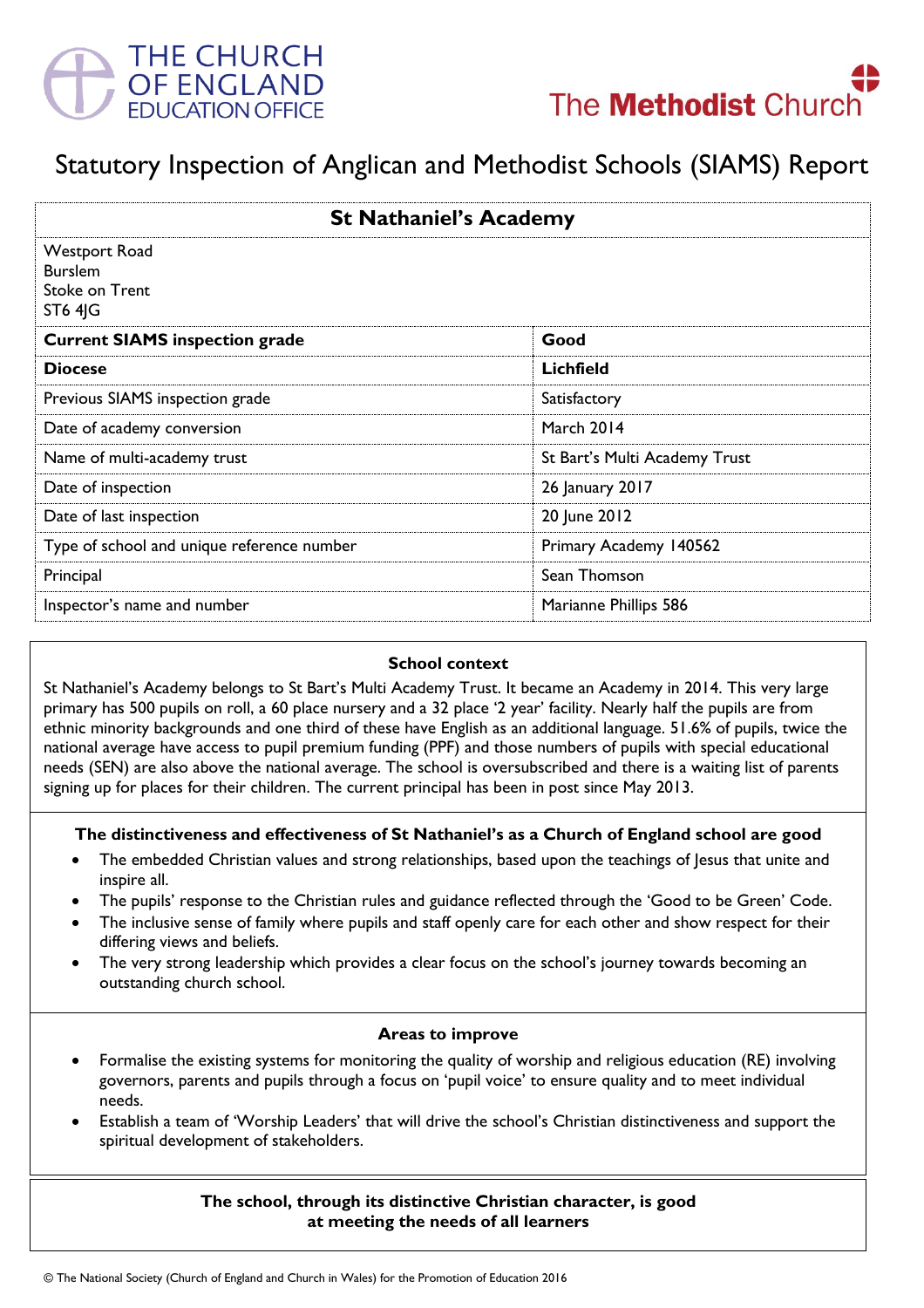THE CHURCH OF ENGLAND EDUCATION OFFICE

The Methodist Church

# Statutory Inspection of Anglican and Methodist Schools (SIAMS) Report

| **St Nathaniel's Academy** | |
|---|---|
| Westport Road<br>Burslem<br>Stoke on Trent<br>ST6 4JG | |
| **Current SIAMS inspection grade** | **Good** |
| **Diocese** | **Lichfield** |
| Previous SIAMS inspection grade | Satisfactory |
| Date of academy conversion | March 2014 |
| Name of multi-academy trust | St Bart's Multi Academy Trust |
| Date of inspection | 26 January 2017 |
| Date of last inspection | 20 June 2012 |
| Type of school and unique reference number | Primary Academy 140562 |
| Principal | Sean Thomson |
| Inspector's name and number | Marianne Phillips 586 |

### School context

St Nathaniel's Academy belongs to St Bart's Multi Academy Trust. It became an Academy in 2014. This very large primary has 500 pupils on roll, a 60 place nursery and a 32 place '2 year' facility. Nearly half the pupils are from ethnic minority backgrounds and one third of these have English as an additional language. 51.6% of pupils, twice the national average have access to pupil premium funding (PPF) and those numbers of pupils with special educational needs (SEN) are also above the national average. The school is oversubscribed and there is a waiting list of parents signing up for places for their children. The current principal has been in post since May 2013.

### The distinctiveness and effectiveness of St Nathaniel's as a Church of England school are good

- The embedded Christian values and strong relationships, based upon the teachings of Jesus that unite and inspire all.
- The pupils' response to the Christian rules and guidance reflected through the 'Good to be Green' Code.
- The inclusive sense of family where pupils and staff openly care for each other and show respect for their differing views and beliefs.
- The very strong leadership which provides a clear focus on the school's journey towards becoming an outstanding church school.

### Areas to improve

- Formalise the existing systems for monitoring the quality of worship and religious education (RE) involving governors, parents and pupils through a focus on 'pupil voice' to ensure quality and to meet individual needs.
- Establish a team of 'Worship Leaders' that will drive the school's Christian distinctiveness and support the spiritual development of stakeholders.

### The school, through its distinctive Christian character, is good at meeting the needs of all learners

© The National Society (Church of England and Church in Wales) for the Promotion of Education 2016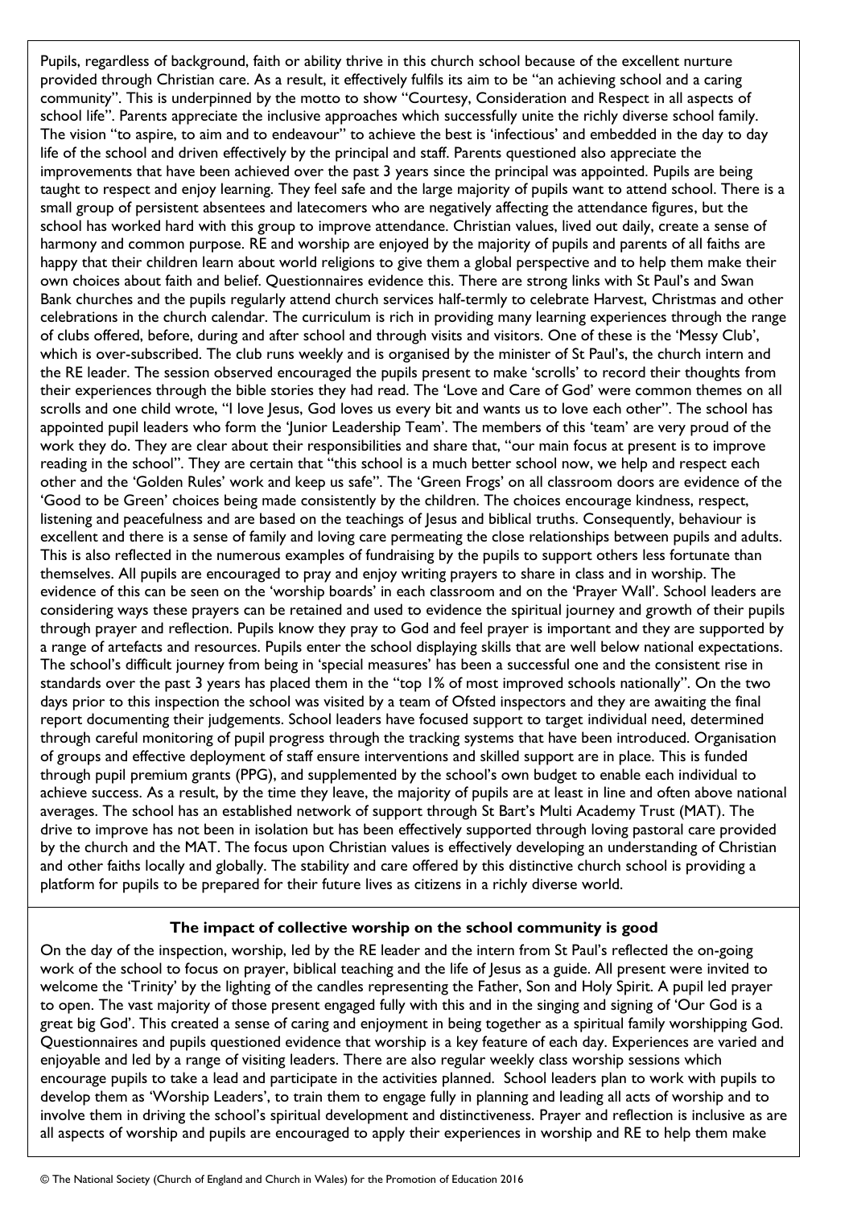Pupils, regardless of background, faith or ability thrive in this church school because of the excellent nurture provided through Christian care. As a result, it effectively fulfils its aim to be "an achieving school and a caring community". This is underpinned by the motto to show "Courtesy, Consideration and Respect in all aspects of school life". Parents appreciate the inclusive approaches which successfully unite the richly diverse school family. The vision "to aspire, to aim and to endeavour" to achieve the best is 'infectious' and embedded in the day to day life of the school and driven effectively by the principal and staff. Parents questioned also appreciate the improvements that have been achieved over the past 3 years since the principal was appointed. Pupils are being taught to respect and enjoy learning. They feel safe and the large majority of pupils want to attend school. There is a small group of persistent absentees and latecomers who are negatively affecting the attendance figures, but the school has worked hard with this group to improve attendance. Christian values, lived out daily, create a sense of harmony and common purpose. RE and worship are enjoyed by the majority of pupils and parents of all faiths are happy that their children learn about world religions to give them a global perspective and to help them make their own choices about faith and belief. Questionnaires evidence this. There are strong links with St Paul's and Swan Bank churches and the pupils regularly attend church services half-termly to celebrate Harvest, Christmas and other celebrations in the church calendar. The curriculum is rich in providing many learning experiences through the range of clubs offered, before, during and after school and through visits and visitors. One of these is the 'Messy Club', which is over-subscribed. The club runs weekly and is organised by the minister of St Paul's, the church intern and the RE leader. The session observed encouraged the pupils present to make 'scrolls' to record their thoughts from their experiences through the bible stories they had read. The 'Love and Care of God' were common themes on all scrolls and one child wrote, "I love Jesus, God loves us every bit and wants us to love each other". The school has appointed pupil leaders who form the 'Junior Leadership Team'. The members of this 'team' are very proud of the work they do. They are clear about their responsibilities and share that, "our main focus at present is to improve reading in the school". They are certain that "this school is a much better school now, we help and respect each other and the 'Golden Rules' work and keep us safe". The 'Green Frogs' on all classroom doors are evidence of the 'Good to be Green' choices being made consistently by the children. The choices encourage kindness, respect, listening and peacefulness and are based on the teachings of Jesus and biblical truths. Consequently, behaviour is excellent and there is a sense of family and loving care permeating the close relationships between pupils and adults. This is also reflected in the numerous examples of fundraising by the pupils to support others less fortunate than themselves. All pupils are encouraged to pray and enjoy writing prayers to share in class and in worship. The evidence of this can be seen on the 'worship boards' in each classroom and on the 'Prayer Wall'. School leaders are considering ways these prayers can be retained and used to evidence the spiritual journey and growth of their pupils through prayer and reflection. Pupils know they pray to God and feel prayer is important and they are supported by a range of artefacts and resources. Pupils enter the school displaying skills that are well below national expectations. The school's difficult journey from being in 'special measures' has been a successful one and the consistent rise in standards over the past 3 years has placed them in the "top 1% of most improved schools nationally". On the two days prior to this inspection the school was visited by a team of Ofsted inspectors and they are awaiting the final report documenting their judgements. School leaders have focused support to target individual need, determined through careful monitoring of pupil progress through the tracking systems that have been introduced. Organisation of groups and effective deployment of staff ensure interventions and skilled support are in place. This is funded through pupil premium grants (PPG), and supplemented by the school's own budget to enable each individual to achieve success. As a result, by the time they leave, the majority of pupils are at least in line and often above national averages. The school has an established network of support through St Bart's Multi Academy Trust (MAT). The drive to improve has not been in isolation but has been effectively supported through loving pastoral care provided by the church and the MAT. The focus upon Christian values is effectively developing an understanding of Christian and other faiths locally and globally. The stability and care offered by this distinctive church school is providing a platform for pupils to be prepared for their future lives as citizens in a richly diverse world.

## The impact of collective worship on the school community is good

On the day of the inspection, worship, led by the RE leader and the intern from St Paul's reflected the on-going work of the school to focus on prayer, biblical teaching and the life of Jesus as a guide. All present were invited to welcome the 'Trinity' by the lighting of the candles representing the Father, Son and Holy Spirit. A pupil led prayer to open. The vast majority of those present engaged fully with this and in the singing and signing of 'Our God is a great big God'. This created a sense of caring and enjoyment in being together as a spiritual family worshipping God. Questionnaires and pupils questioned evidence that worship is a key feature of each day. Experiences are varied and enjoyable and led by a range of visiting leaders. There are also regular weekly class worship sessions which encourage pupils to take a lead and participate in the activities planned. School leaders plan to work with pupils to develop them as 'Worship Leaders', to train them to engage fully in planning and leading all acts of worship and to involve them in driving the school's spiritual development and distinctiveness. Prayer and reflection is inclusive as are all aspects of worship and pupils are encouraged to apply their experiences in worship and RE to help them make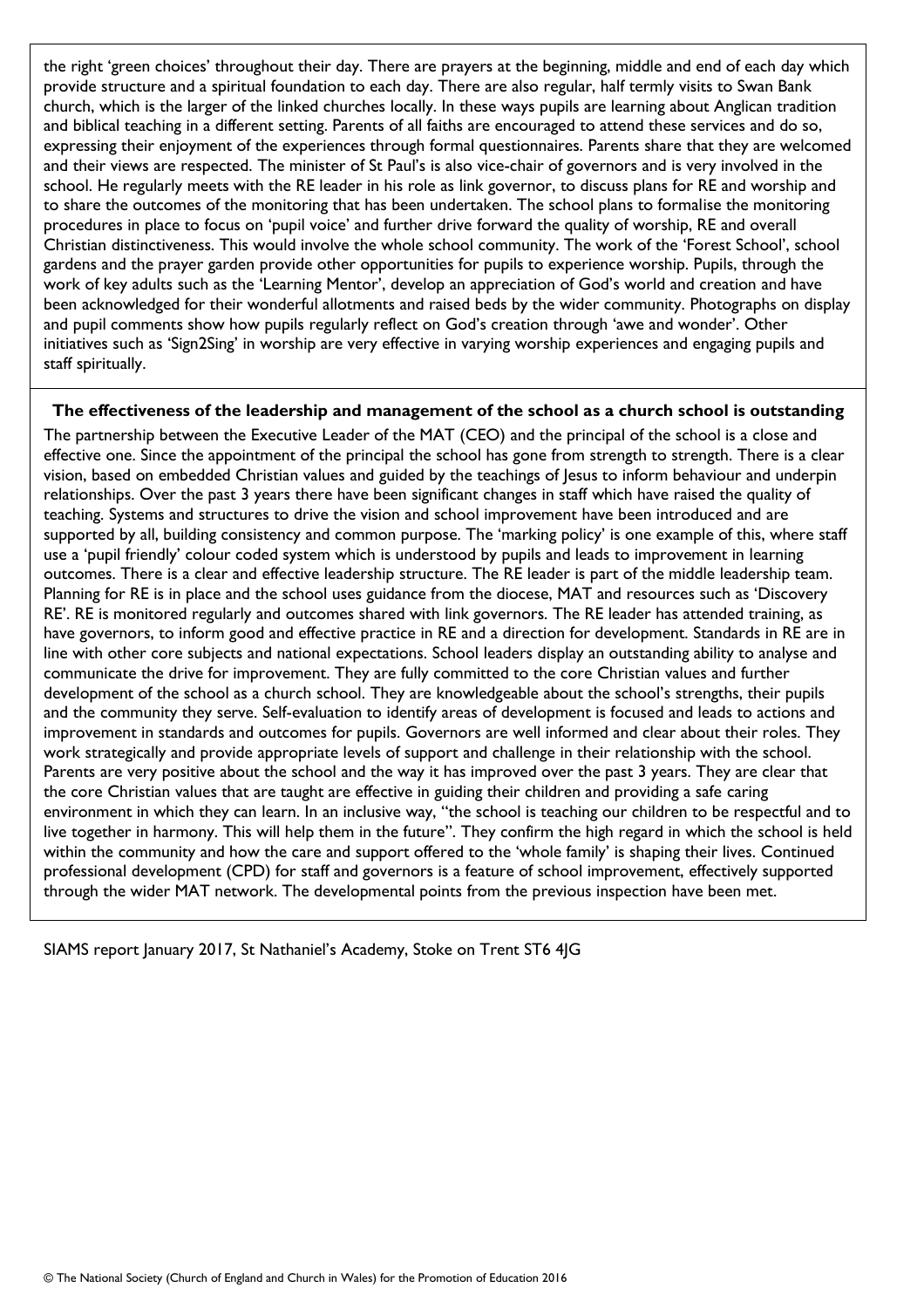the right 'green choices' throughout their day. There are prayers at the beginning, middle and end of each day which provide structure and a spiritual foundation to each day. There are also regular, half termly visits to Swan Bank church, which is the larger of the linked churches locally. In these ways pupils are learning about Anglican tradition and biblical teaching in a different setting. Parents of all faiths are encouraged to attend these services and do so, expressing their enjoyment of the experiences through formal questionnaires. Parents share that they are welcomed and their views are respected. The minister of St Paul's is also vice-chair of governors and is very involved in the school. He regularly meets with the RE leader in his role as link governor, to discuss plans for RE and worship and to share the outcomes of the monitoring that has been undertaken. The school plans to formalise the monitoring procedures in place to focus on 'pupil voice' and further drive forward the quality of worship, RE and overall Christian distinctiveness. This would involve the whole school community. The work of the 'Forest School', school gardens and the prayer garden provide other opportunities for pupils to experience worship. Pupils, through the work of key adults such as the 'Learning Mentor', develop an appreciation of God's world and creation and have been acknowledged for their wonderful allotments and raised beds by the wider community. Photographs on display and pupil comments show how pupils regularly reflect on God's creation through 'awe and wonder'. Other initiatives such as 'Sign2Sing' in worship are very effective in varying worship experiences and engaging pupils and staff spiritually.

**The effectiveness of the leadership and management of the school as a church school is outstanding**

The partnership between the Executive Leader of the MAT (CEO) and the principal of the school is a close and effective one. Since the appointment of the principal the school has gone from strength to strength. There is a clear vision, based on embedded Christian values and guided by the teachings of Jesus to inform behaviour and underpin relationships. Over the past 3 years there have been significant changes in staff which have raised the quality of teaching. Systems and structures to drive the vision and school improvement have been introduced and are supported by all, building consistency and common purpose. The 'marking policy' is one example of this, where staff use a 'pupil friendly' colour coded system which is understood by pupils and leads to improvement in learning outcomes. There is a clear and effective leadership structure. The RE leader is part of the middle leadership team. Planning for RE is in place and the school uses guidance from the diocese, MAT and resources such as 'Discovery RE'. RE is monitored regularly and outcomes shared with link governors. The RE leader has attended training, as have governors, to inform good and effective practice in RE and a direction for development. Standards in RE are in line with other core subjects and national expectations. School leaders display an outstanding ability to analyse and communicate the drive for improvement. They are fully committed to the core Christian values and further development of the school as a church school. They are knowledgeable about the school's strengths, their pupils and the community they serve. Self-evaluation to identify areas of development is focused and leads to actions and improvement in standards and outcomes for pupils. Governors are well informed and clear about their roles. They work strategically and provide appropriate levels of support and challenge in their relationship with the school. Parents are very positive about the school and the way it has improved over the past 3 years. They are clear that the core Christian values that are taught are effective in guiding their children and providing a safe caring environment in which they can learn. In an inclusive way, "the school is teaching our children to be respectful and to live together in harmony. This will help them in the future". They confirm the high regard in which the school is held within the community and how the care and support offered to the 'whole family' is shaping their lives. Continued professional development (CPD) for staff and governors is a feature of school improvement, effectively supported through the wider MAT network. The developmental points from the previous inspection have been met.

SIAMS report January 2017, St Nathaniel's Academy, Stoke on Trent ST6 4JG

© The National Society (Church of England and Church in Wales) for the Promotion of Education 2016